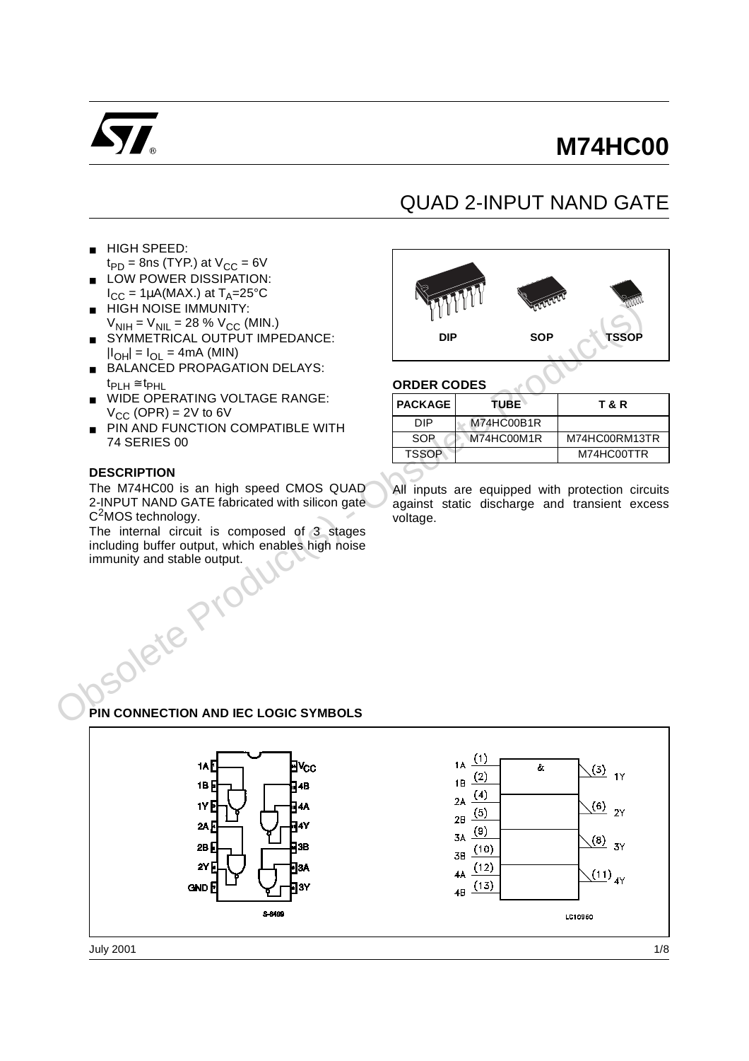# M74HC00

## QUAD 2-INPUT NAND GATE

- HIGH SPEED:
  $t_{PD}$ = 8ns (TYP.) at $V_{CC}$ = 6V
- LOW POWER DISSIPATION:
  $I_{CC}$ = 1µA(MAX.) at $T_A$=25°C
- HIGH NOISE IMMUNITY:
  $V_{NIH}$ = $V_{NIL}$ = 28 % $V_{CC}$ (MIN.)
- SYMMETRICAL OUTPUT IMPEDANCE:
  $|I_{OH}|$ = $I_{OL}$ = 4mA (MIN)
- BALANCED PROPAGATION DELAYS:
  $t_{PLH} \cong t_{PHL}$
- WIDE OPERATING VOLTAGE RANGE:
  $V_{CC}$ (OPR) = 2V to 6V
- PIN AND FUNCTION COMPATIBLE WITH 74 SERIES 00

DIP SOP TSSOP

### ORDER CODES

| PACKAGE | TUBE | T & R |
|---|---|---|
| DIP | M74HC00B1R | |
| SOP | M74HC00M1R | M74HC00RM13TR |
| TSSOP | | M74HC00TTR |

### DESCRIPTION

The M74HC00 is an high speed CMOS QUAD 2-INPUT NAND GATE fabricated with silicon gate $C^2$MOS technology.

The internal circuit is composed of 3 stages including buffer output, which enables high noise immunity and stable output.

All inputs are equipped with protection circuits against static discharge and transient excess voltage.

### PIN CONNECTION AND IEC LOGIC SYMBOLS

July 2001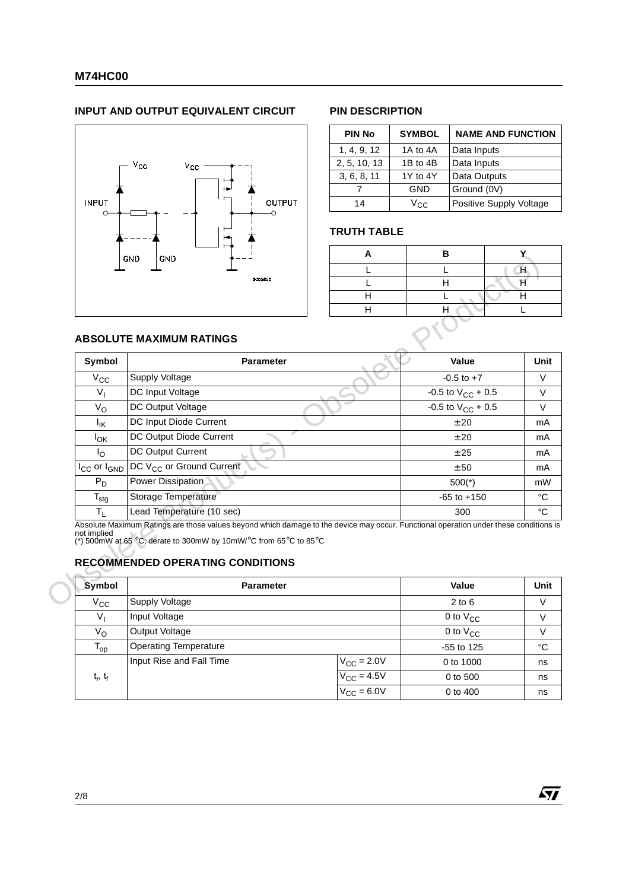## INPUT AND OUTPUT EQUIVALENT CIRCUIT

## PIN DESCRIPTION

| PIN No | SYMBOL | NAME AND FUNCTION |
|---|---|---|
| 1, 4, 9, 12 | 1A to 4A | Data Inputs |
| 2, 5, 10, 13 | 1B to 4B | Data Inputs |
| 3, 6, 8, 11 | 1Y to 4Y | Data Outputs |
| 7 | GND | Ground (0V) |
| 14 | $V_{CC}$ | Positive Supply Voltage |

## TRUTH TABLE

| A | B | Y |
|---|---|---|
| L | L | H |
| L | H | H |
| H | L | H |
| H | H | L |

## ABSOLUTE MAXIMUM RATINGS

| Symbol | Parameter | Value | Unit |
|---|---|---|---|
| $V_{CC}$ | Supply Voltage | -0.5 to +7 | V |
| $V_I$ | DC Input Voltage | -0.5 to $V_{CC}$ + 0.5 | V |
| $V_O$ | DC Output Voltage | -0.5 to $V_{CC}$ + 0.5 | V |
| $I_{IK}$ | DC Input Diode Current | ± 20 | mA |
| $I_{OK}$ | DC Output Diode Current | ± 20 | mA |
| $I_O$ | DC Output Current | ± 25 | mA |
| $I_{CC}$ or $I_{GND}$ | DC $V_{CC}$ or Ground Current | ± 50 | mA |
| $P_D$ | Power Dissipation | 500(*) | mW |
| $T_{stg}$ | Storage Temperature | -65 to +150 | °C |
| $T_L$ | Lead Temperature (10 sec) | 300 | °C |

Absolute Maximum Ratings are those values beyond which damage to the device may occur. Functional operation under these conditions is not implied
(*) 500mW at 65 °C; derate to 300mW by 10mW/°C from 65°C to 85°C

## RECOMMENDED OPERATING CONDITIONS

| Symbol | Parameter | | Value | Unit |
|---|---|---|---|---|
| $V_{CC}$ | Supply Voltage | | 2 to 6 | V |
| $V_I$ | Input Voltage | | 0 to $V_{CC}$ | V |
| $V_O$ | Output Voltage | | 0 to $V_{CC}$ | V |
| $T_{op}$ | Operating Temperature | | -55 to 125 | °C |
| $t_r$, $t_f$ | Input Rise and Fall Time | $V_{CC}$ = 2.0V | 0 to 1000 | ns |
| | | $V_{CC}$ = 4.5V | 0 to 500 | ns |
| | | $V_{CC}$ = 6.0V | 0 to 400 | ns |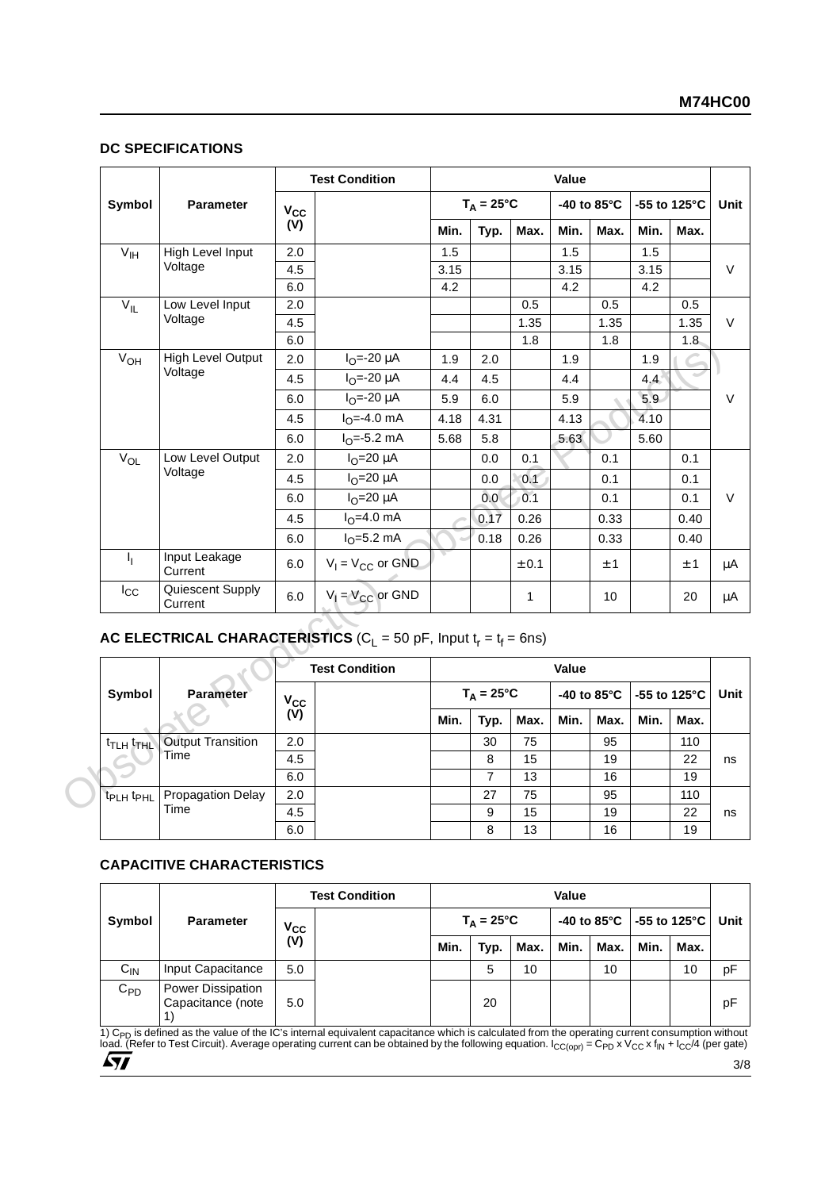## DC SPECIFICATIONS

| Symbol | Parameter | Test Condition | | Value | | | | | | | Unit |
|---|---|---|---|---|---|---|---|---|---|---|---|
| | | $V_{CC}$ (V) | | $T_A = 25°C$ | | | -40 to 85°C | | -55 to 125°C | | |
| | | | | Min. | Typ. | Max. | Min. | Max. | Min. | Max. | |
| $V_{IH}$ | High Level Input Voltage | 2.0 | | 1.5 | | | 1.5 | | 1.5 | | V |
| | | 4.5 | | 3.15 | | | 3.15 | | 3.15 | | |
| | | 6.0 | | 4.2 | | | 4.2 | | 4.2 | | |
| $V_{IL}$ | Low Level Input Voltage | 2.0 | | | | 0.5 | | 0.5 | | 0.5 | V |
| | | 4.5 | | | | 1.35 | | 1.35 | | 1.35 | |
| | | 6.0 | | | | 1.8 | | 1.8 | | 1.8 | |
| $V_{OH}$ | High Level Output Voltage | 2.0 | $I_O$=-20 µA | 1.9 | 2.0 | | 1.9 | | 1.9 | | V |
| | | 4.5 | $I_O$=-20 µA | 4.4 | 4.5 | | 4.4 | | 4.4 | | |
| | | 6.0 | $I_O$=-20 µA | 5.9 | 6.0 | | 5.9 | | 5.9 | | |
| | | 4.5 | $I_O$=-4.0 mA | 4.18 | 4.31 | | 4.13 | | 4.10 | | |
| | | 6.0 | $I_O$=-5.2 mA | 5.68 | 5.8 | | 5.63 | | 5.60 | | |
| $V_{OL}$ | Low Level Output Voltage | 2.0 | $I_O$=20 µA | | 0.0 | 0.1 | | 0.1 | | 0.1 | V |
| | | 4.5 | $I_O$=20 µA | | 0.0 | 0.1 | | 0.1 | | 0.1 | |
| | | 6.0 | $I_O$=20 µA | | 0.0 | 0.1 | | 0.1 | | 0.1 | |
| | | 4.5 | $I_O$=4.0 mA | | 0.17 | 0.26 | | 0.33 | | 0.40 | |
| | | 6.0 | $I_O$=5.2 mA | | 0.18 | 0.26 | | 0.33 | | 0.40 | |
| $I_I$ | Input Leakage Current | 6.0 | $V_I = V_{CC}$ or GND | | | ± 0.1 | | ± 1 | | ± 1 | µA |
| $I_{CC}$ | Quiescent Supply Current | 6.0 | $V_I = V_{CC}$ or GND | | | 1 | | 10 | | 20 | µA |

## AC ELECTRICAL CHARACTERISTICS ($C_L$ = 50 pF, Input $t_r = t_f$ = 6ns)

| Symbol | Parameter | Test Condition | | Value | | | | | | | Unit |
|---|---|---|---|---|---|---|---|---|---|---|---|
| | | $V_{CC}$ (V) | | $T_A = 25°C$ | | | -40 to 85°C | | -55 to 125°C | | |
| | | | | Min. | Typ. | Max. | Min. | Max. | Min. | Max. | |
| $t_{TLH}$ $t_{THL}$ | Output Transition Time | 2.0 | | | 30 | 75 | | 95 | | 110 | ns |
| | | 4.5 | | | 8 | 15 | | 19 | | 22 | |
| | | 6.0 | | | 7 | 13 | | 16 | | 19 | |
| $t_{PLH}$ $t_{PHL}$ | Propagation Delay Time | 2.0 | | | 27 | 75 | | 95 | | 110 | ns |
| | | 4.5 | | | 9 | 15 | | 19 | | 22 | |
| | | 6.0 | | | 8 | 13 | | 16 | | 19 | |

## CAPACITIVE CHARACTERISTICS

| Symbol | Parameter | Test Condition | | Value | | | | | | | Unit |
|---|---|---|---|---|---|---|---|---|---|---|---|
| | | $V_{CC}$ (V) | | $T_A = 25°C$ | | | -40 to 85°C | | -55 to 125°C | | |
| | | | | Min. | Typ. | Max. | Min. | Max. | Min. | Max. | |
| $C_{IN}$ | Input Capacitance | 5.0 | | | 5 | 10 | | 10 | | 10 | pF |
| $C_{PD}$ | Power Dissipation Capacitance (note 1) | 5.0 | | | 20 | | | | | | pF |

1) $C_{PD}$ is defined as the value of the IC's internal equivalent capacitance which is calculated from the operating current consumption without load. (Refer to Test Circuit). Average operating current can be obtained by the following equation. $I_{CC(opr)} = C_{PD} \times V_{CC} \times f_{IN} + I_{CC}/4$ (per gate)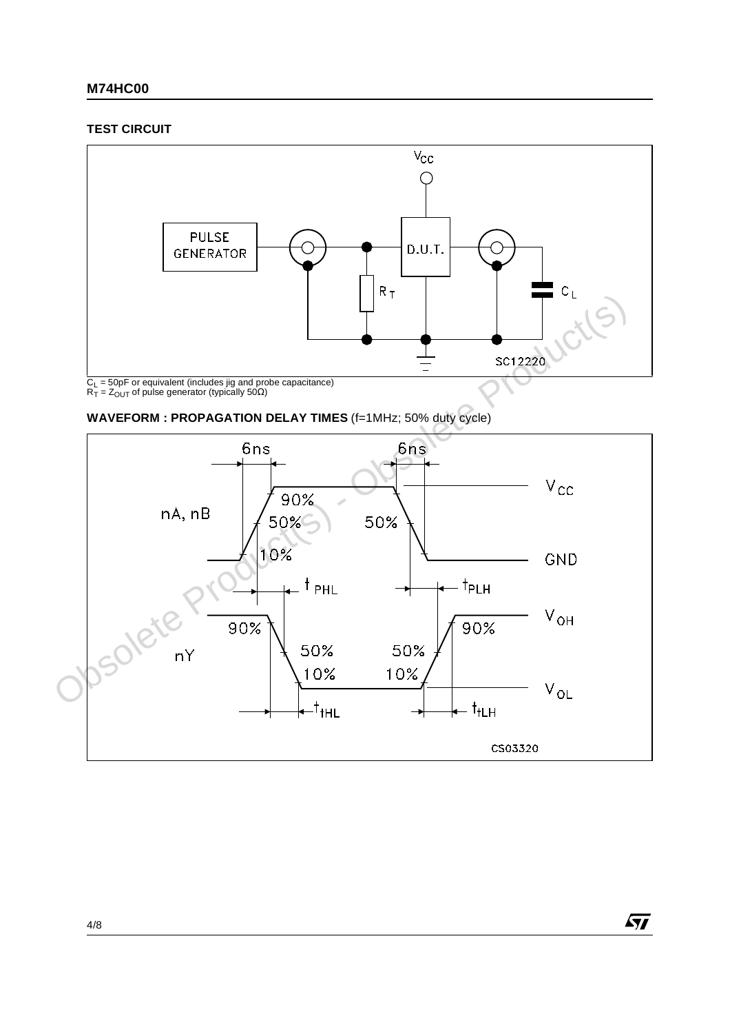## TEST CIRCUIT

$C_L$ = 50pF or equivalent (includes jig and probe capacitance)
$R_T$ = $Z_{OUT}$ of pulse generator (typically 50Ω)

## WAVEFORM : PROPAGATION DELAY TIMES (f=1MHz; 50% duty cycle)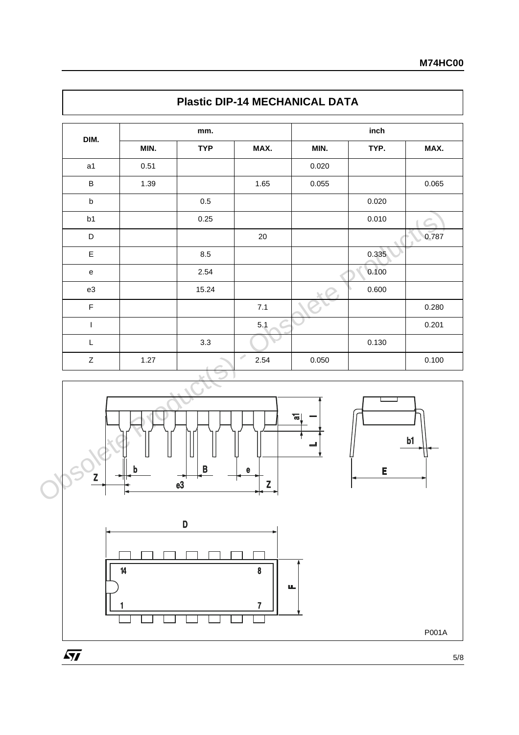## Plastic DIP-14 MECHANICAL DATA

| DIM. | mm. | | | inch | | |
|---|---|---|---|---|---|---|
| | MIN. | TYP | MAX. | MIN. | TYP. | MAX. |
| a1 | 0.51 | | | 0.020 | | |
| B | 1.39 | | 1.65 | 0.055 | | 0.065 |
| b | | 0.5 | | | 0.020 | |
| b1 | | 0.25 | | | 0.010 | |
| D | | | 20 | | | 0.787 |
| E | | 8.5 | | | 0.335 | |
| e | | 2.54 | | | 0.100 | |
| e3 | | 15.24 | | | 0.600 | |
| F | | | 7.1 | | | 0.280 |
| I | | | 5.1 | | | 0.201 |
| L | | 3.3 | | | 0.130 | |
| Z | 1.27 | | 2.54 | 0.050 | | 0.100 |

P001A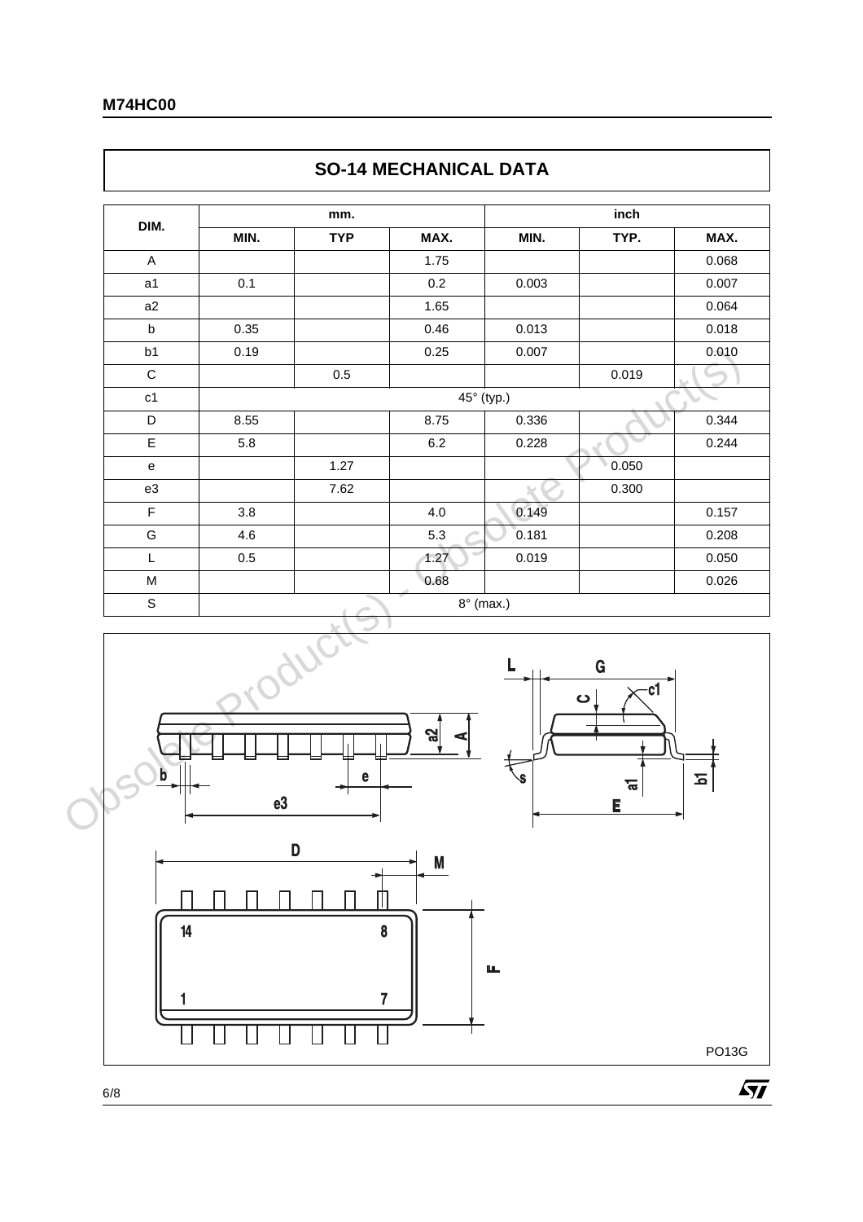## SO-14 MECHANICAL DATA

| DIM. | mm. | | | inch | | |
|---|---|---|---|---|---|---|
| | MIN. | TYP | MAX. | MIN. | TYP. | MAX. |
| A | | | 1.75 | | | 0.068 |
| a1 | 0.1 | | 0.2 | 0.003 | | 0.007 |
| a2 | | | 1.65 | | | 0.064 |
| b | 0.35 | | 0.46 | 0.013 | | 0.018 |
| b1 | 0.19 | | 0.25 | 0.007 | | 0.010 |
| C | | 0.5 | | | 0.019 | |
| c1 | 45° (typ.) | | | | | |
| D | 8.55 | | 8.75 | 0.336 | | 0.344 |
| E | 5.8 | | 6.2 | 0.228 | | 0.244 |
| e | | 1.27 | | | 0.050 | |
| e3 | | 7.62 | | | 0.300 | |
| F | 3.8 | | 4.0 | 0.149 | | 0.157 |
| G | 4.6 | | 5.3 | 0.181 | | 0.208 |
| L | 0.5 | | 1.27 | 0.019 | | 0.050 |
| M | | | 0.68 | | | 0.026 |
| S | 8° (max.) | | | | | |

PO13G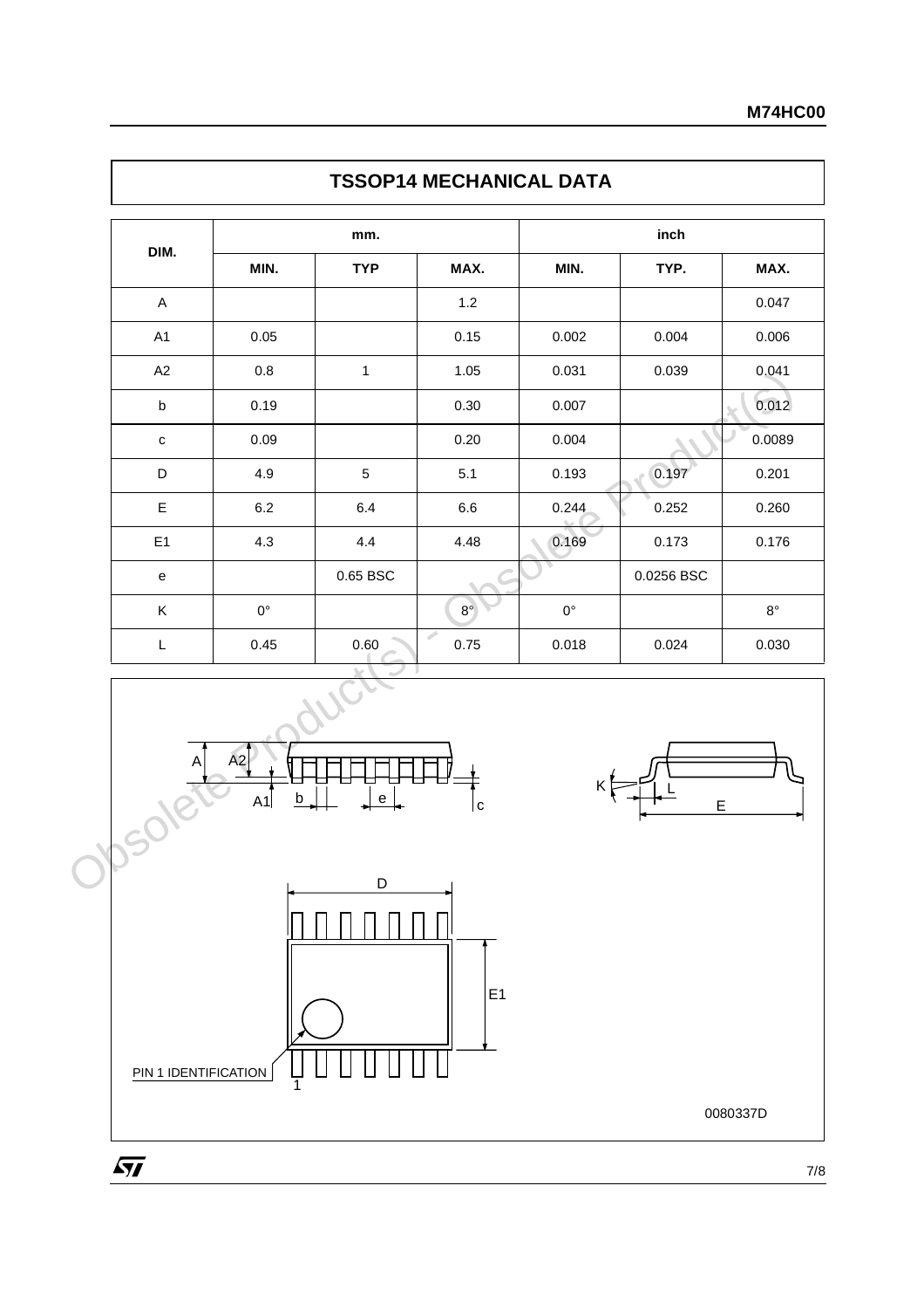## TSSOP14 MECHANICAL DATA

| DIM. | mm. | | | inch | | |
|---|---|---|---|---|---|---|
| | MIN. | TYP | MAX. | MIN. | TYP. | MAX. |
| A | | | 1.2 | | | 0.047 |
| A1 | 0.05 | | 0.15 | 0.002 | 0.004 | 0.006 |
| A2 | 0.8 | 1 | 1.05 | 0.031 | 0.039 | 0.041 |
| b | 0.19 | | 0.30 | 0.007 | | 0.012 |
| c | 0.09 | | 0.20 | 0.004 | | 0.0089 |
| D | 4.9 | 5 | 5.1 | 0.193 | 0.197 | 0.201 |
| E | 6.2 | 6.4 | 6.6 | 0.244 | 0.252 | 0.260 |
| E1 | 4.3 | 4.4 | 4.48 | 0.169 | 0.173 | 0.176 |
| e | | 0.65 BSC | | | 0.0256 BSC | |
| K | 0° | | 8° | 0° | | 8° |
| L | 0.45 | 0.60 | 0.75 | 0.018 | 0.024 | 0.030 |

PIN 1 IDENTIFICATION

0080337D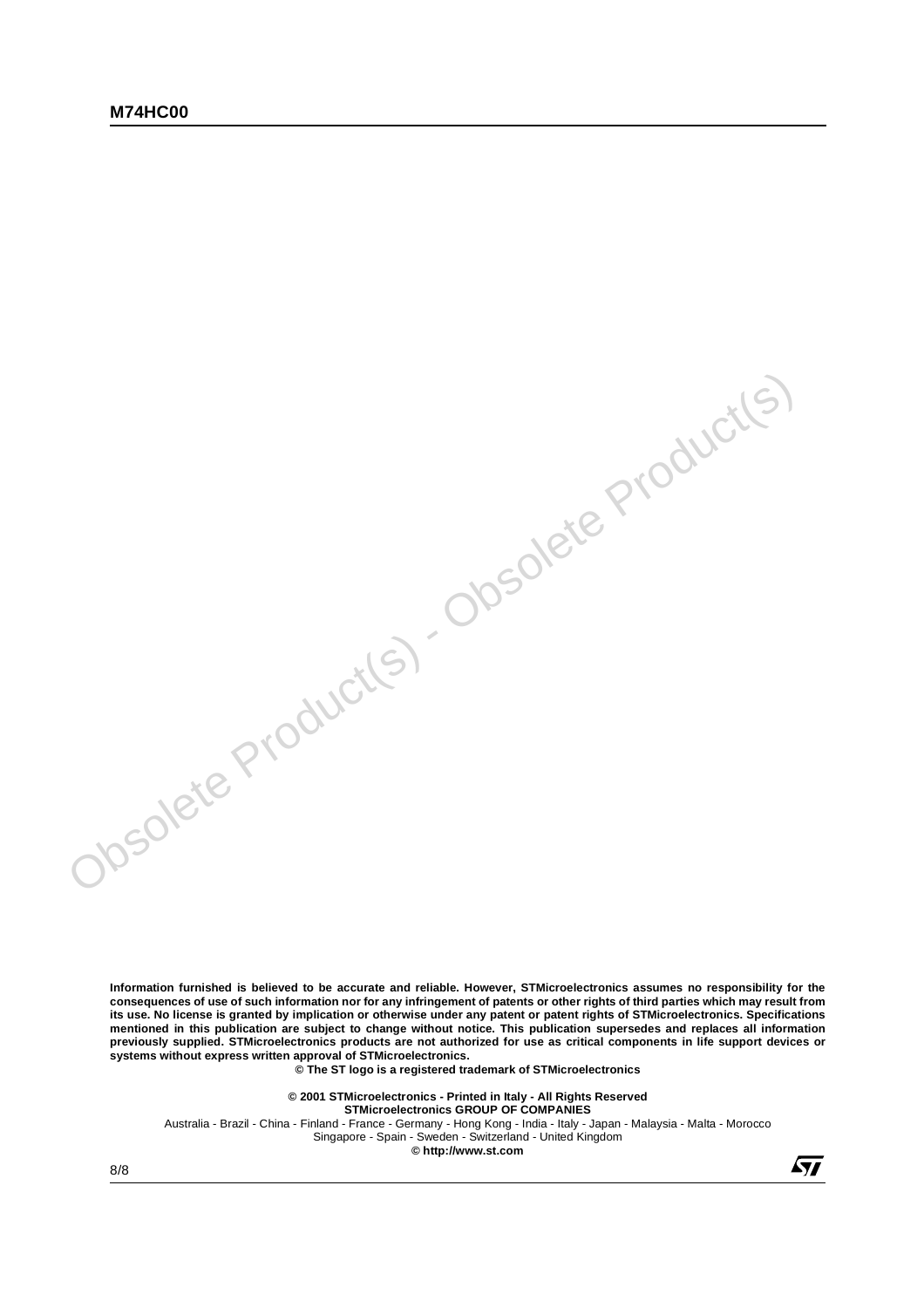Obsolete Product(s) - Obsolete Product(s)

**Information furnished is believed to be accurate and reliable. However, STMicroelectronics assumes no responsibility for the consequences of use of such information nor for any infringement of patents or other rights of third parties which may result from its use. No license is granted by implication or otherwise under any patent or patent rights of STMicroelectronics. Specifications mentioned in this publication are subject to change without notice. This publication supersedes and replaces all information previously supplied. STMicroelectronics products are not authorized for use as critical components in life support devices or systems without express written approval of STMicroelectronics.**

**© The ST logo is a registered trademark of STMicroelectronics**

**© 2001 STMicroelectronics - Printed in Italy - All Rights Reserved**

**STMicroelectronics GROUP OF COMPANIES**

Australia - Brazil - China - Finland - France - Germany - Hong Kong - India - Italy - Japan - Malaysia - Malta - Morocco
Singapore - Spain - Sweden - Switzerland - United Kingdom

**© http://www.st.com**